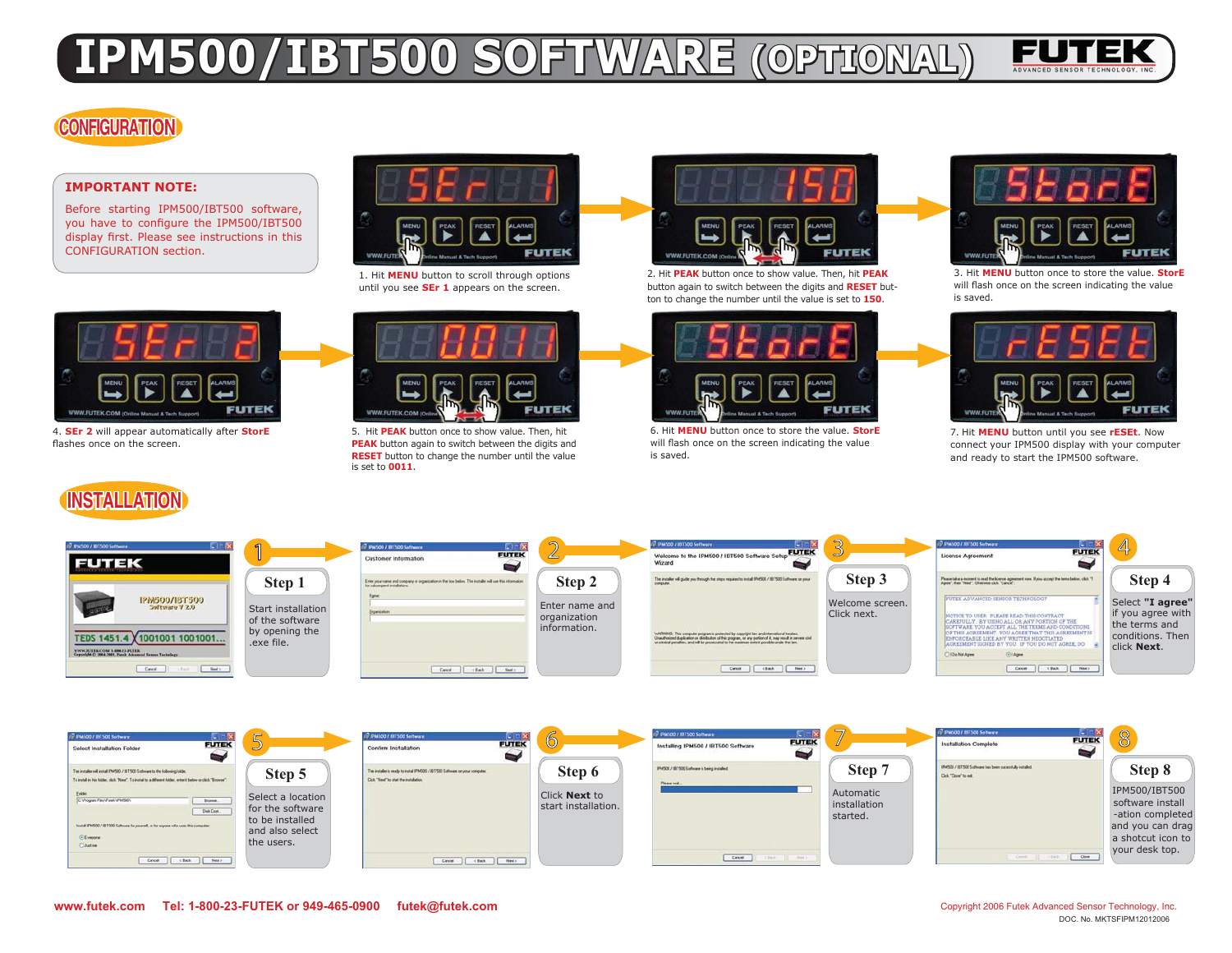# IPM500/IBT500 SOFTWARE (OPTIONAL)

FUTEK ADVANCED SENSOR TECHNOLOGY, INC.

## CONFIGURATION

**IMPORTANT NOTE:**

Before starting IPM500/IBT500 software, you have to configure the IPM500/IBT500 display first. Please see instructions in this CONFIGURATION section.

1. Hit **MENU** button to scroll through options until you see **SEr 1** appears on the screen.

2. Hit **PEAK** button once to show value. Then, hit **PEAK** button again to switch between the digits and **RESET** button to change the number until the value is set to **150**.

3. Hit **MENU** button once to store the value. **StorE** will flash once on the screen indicating the value is saved.

4. **SEr 2** will appear automatically after **StorE** flashes once on the screen.

5. Hit **PEAK** button once to show value. Then, hit **PEAK** button again to switch between the digits and **RESET** button to change the number until the value is set to **0011**.

6. Hit **MENU** button once to store the value. **StorE** will flash once on the screen indicating the value is saved.

7. Hit **MENU** button until you see **rESEt**. Now connect your IPM500 display with your computer and ready to start the IPM500 software.

## INSTALLATION

**Step 1**
Start installation of the software by opening the .exe file.

**Step 2**
Enter name and organization information.

**Step 3**
Welcome screen. Click next.

**Step 4**
Select **"I agree"** if you agree with the terms and conditions. Then click **Next**.

**Step 5**
Select a location for the software to be installed and also select the users.

**Step 6**
Click **Next** to start installation.

**Step 7**
Automatic installation started.

**Step 8**
IPM500/IBT500 software install -ation completed and you can drag a shotcut icon to your desk top.

www.futek.com Tel: 1-800-23-FUTEK or 949-465-0900 futek@futek.com

Copyright 2006 Futek Advanced Sensor Technology, Inc.
DOC. No. MKTSFIPM12012006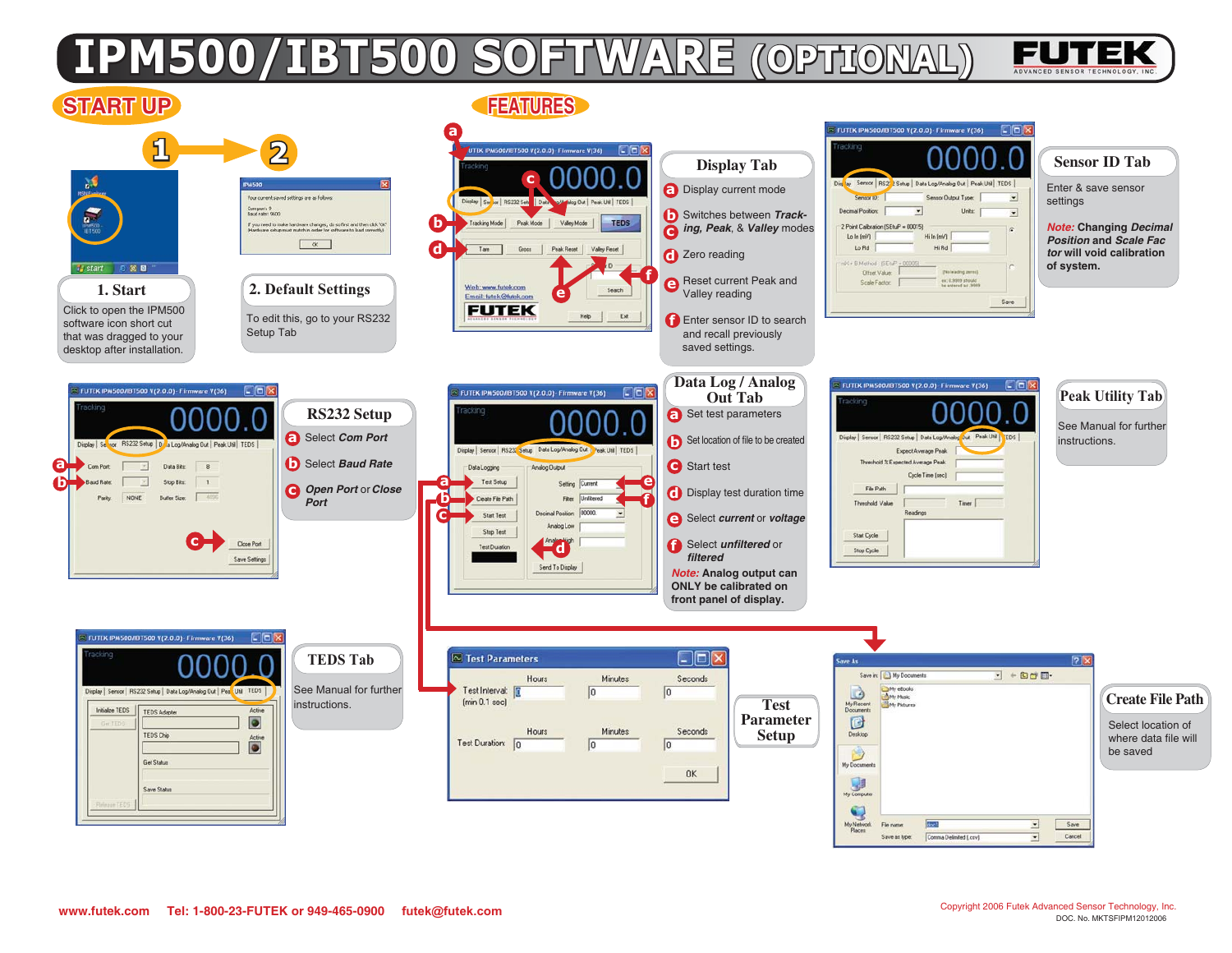# IPM500/IBT500 SOFTWARE (OPTIONAL)

FUTEK ADVANCED SENSOR TECHNOLOGY, INC.

## START UP

### 1. Start

Click to open the IPM500 software icon short cut that was dragged to your desktop after installation.

### 2. Default Settings

To edit this, go to your RS232 Setup Tab

## FEATURES

### Display Tab

- **a** Display current mode
- **b** **c** Switches between ***Tracking***, ***Peak***, & ***Valley*** modes
- **d** Zero reading
- **e** Reset current Peak and Valley reading
- **f** Enter sensor ID to search and recall previously saved settings.

### Sensor ID Tab

Enter & save sensor settings

*Note:* **Changing *Decimal Position* and *Scale Factor* will void calibration of system.**

### RS232 Setup

- **a** Select *Com Port*
- **b** Select *Baud Rate*
- **c** *Open Port* or *Close Port*

### Data Log / Analog Out Tab

- **a** Set test parameters
- **b** Set location of file to be created
- **c** Start test
- **d** Display test duration time
- **e** Select *current* or *voltage*
- **f** Select *unfiltered* or *filtered*

*Note:* **Analog output can ONLY be calibrated on front panel of display.**

### Peak Utility Tab

See Manual for further instructions.

### TEDS Tab

See Manual for further instructions.

### Test Parameter Setup

### Create File Path

Select location of where data file will be saved

www.futek.com Tel: 1-800-23-FUTEK or 949-465-0900 futek@futek.com

Copyright 2006 Futek Advanced Sensor Technology, Inc.
DOC. No. MKTSFIPM12012006